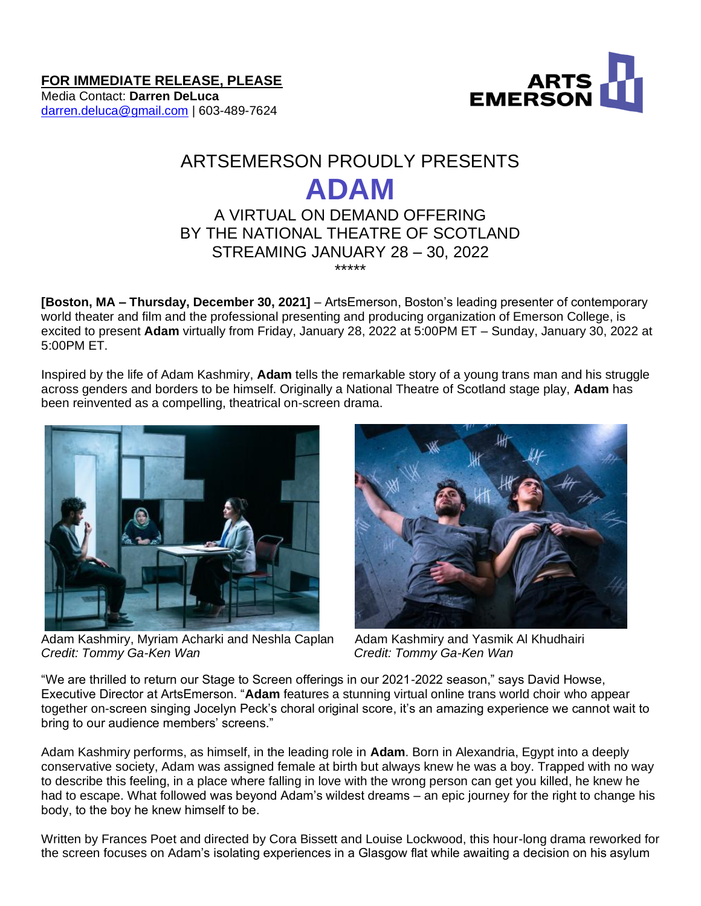**FOR IMMEDIATE RELEASE, PLEASE**
Media Contact: **Darren DeLuca**
darren.deluca@gmail.com | 603-489-7624

ARTSEMERSON PROUDLY PRESENTS

# ADAM

A VIRTUAL ON DEMAND OFFERING
BY THE NATIONAL THEATRE OF SCOTLAND
STREAMING JANUARY 28 – 30, 2022

*****

**[Boston, MA – Thursday, December 30, 2021]** – ArtsEmerson, Boston's leading presenter of contemporary world theater and film and the professional presenting and producing organization of Emerson College, is excited to present **Adam** virtually from Friday, January 28, 2022 at 5:00PM ET – Sunday, January 30, 2022 at 5:00PM ET.

Inspired by the life of Adam Kashmiry, **Adam** tells the remarkable story of a young trans man and his struggle across genders and borders to be himself. Originally a National Theatre of Scotland stage play, **Adam** has been reinvented as a compelling, theatrical on-screen drama.

Adam Kashmiry, Myriam Acharki and Neshla Caplan
*Credit: Tommy Ga-Ken Wan*

Adam Kashmiry and Yasmik Al Khudhairi
*Credit: Tommy Ga-Ken Wan*

"We are thrilled to return our Stage to Screen offerings in our 2021-2022 season," says David Howse, Executive Director at ArtsEmerson. "**Adam** features a stunning virtual online trans world choir who appear together on-screen singing Jocelyn Peck's choral original score, it's an amazing experience we cannot wait to bring to our audience members' screens."

Adam Kashmiry performs, as himself, in the leading role in **Adam**. Born in Alexandria, Egypt into a deeply conservative society, Adam was assigned female at birth but always knew he was a boy. Trapped with no way to describe this feeling, in a place where falling in love with the wrong person can get you killed, he knew he had to escape. What followed was beyond Adam's wildest dreams – an epic journey for the right to change his body, to the boy he knew himself to be.

Written by Frances Poet and directed by Cora Bissett and Louise Lockwood, this hour-long drama reworked for the screen focuses on Adam's isolating experiences in a Glasgow flat while awaiting a decision on his asylum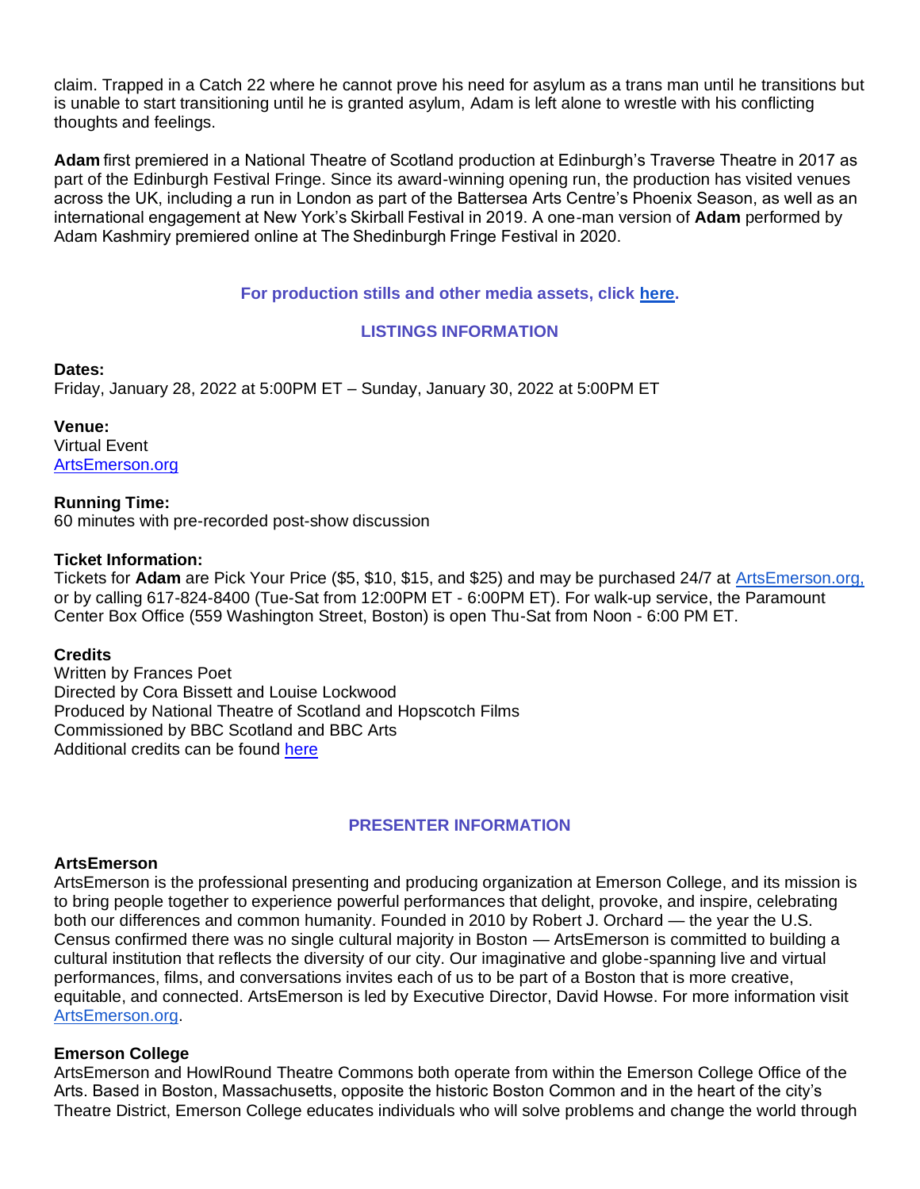claim. Trapped in a Catch 22 where he cannot prove his need for asylum as a trans man until he transitions but is unable to start transitioning until he is granted asylum, Adam is left alone to wrestle with his conflicting thoughts and feelings.

**Adam** first premiered in a National Theatre of Scotland production at Edinburgh's Traverse Theatre in 2017 as part of the Edinburgh Festival Fringe. Since its award-winning opening run, the production has visited venues across the UK, including a run in London as part of the Battersea Arts Centre's Phoenix Season, as well as an international engagement at New York's Skirball Festival in 2019. A one-man version of **Adam** performed by Adam Kashmiry premiered online at The Shedinburgh Fringe Festival in 2020.

**For production stills and other media assets, click here.**

## LISTINGS INFORMATION

**Dates:**
Friday, January 28, 2022 at 5:00PM ET – Sunday, January 30, 2022 at 5:00PM ET

**Venue:**
Virtual Event
ArtsEmerson.org

**Running Time:**
60 minutes with pre-recorded post-show discussion

**Ticket Information:**
Tickets for **Adam** are Pick Your Price ($5, $10, $15, and $25) and may be purchased 24/7 at ArtsEmerson.org, or by calling 617-824-8400 (Tue-Sat from 12:00PM ET - 6:00PM ET). For walk-up service, the Paramount Center Box Office (559 Washington Street, Boston) is open Thu-Sat from Noon - 6:00 PM ET.

**Credits**
Written by Frances Poet
Directed by Cora Bissett and Louise Lockwood
Produced by National Theatre of Scotland and Hopscotch Films
Commissioned by BBC Scotland and BBC Arts
Additional credits can be found here

## PRESENTER INFORMATION

**ArtsEmerson**
ArtsEmerson is the professional presenting and producing organization at Emerson College, and its mission is to bring people together to experience powerful performances that delight, provoke, and inspire, celebrating both our differences and common humanity. Founded in 2010 by Robert J. Orchard — the year the U.S. Census confirmed there was no single cultural majority in Boston — ArtsEmerson is committed to building a cultural institution that reflects the diversity of our city. Our imaginative and globe-spanning live and virtual performances, films, and conversations invites each of us to be part of a Boston that is more creative, equitable, and connected. ArtsEmerson is led by Executive Director, David Howse. For more information visit ArtsEmerson.org.

**Emerson College**
ArtsEmerson and HowlRound Theatre Commons both operate from within the Emerson College Office of the Arts. Based in Boston, Massachusetts, opposite the historic Boston Common and in the heart of the city's Theatre District, Emerson College educates individuals who will solve problems and change the world through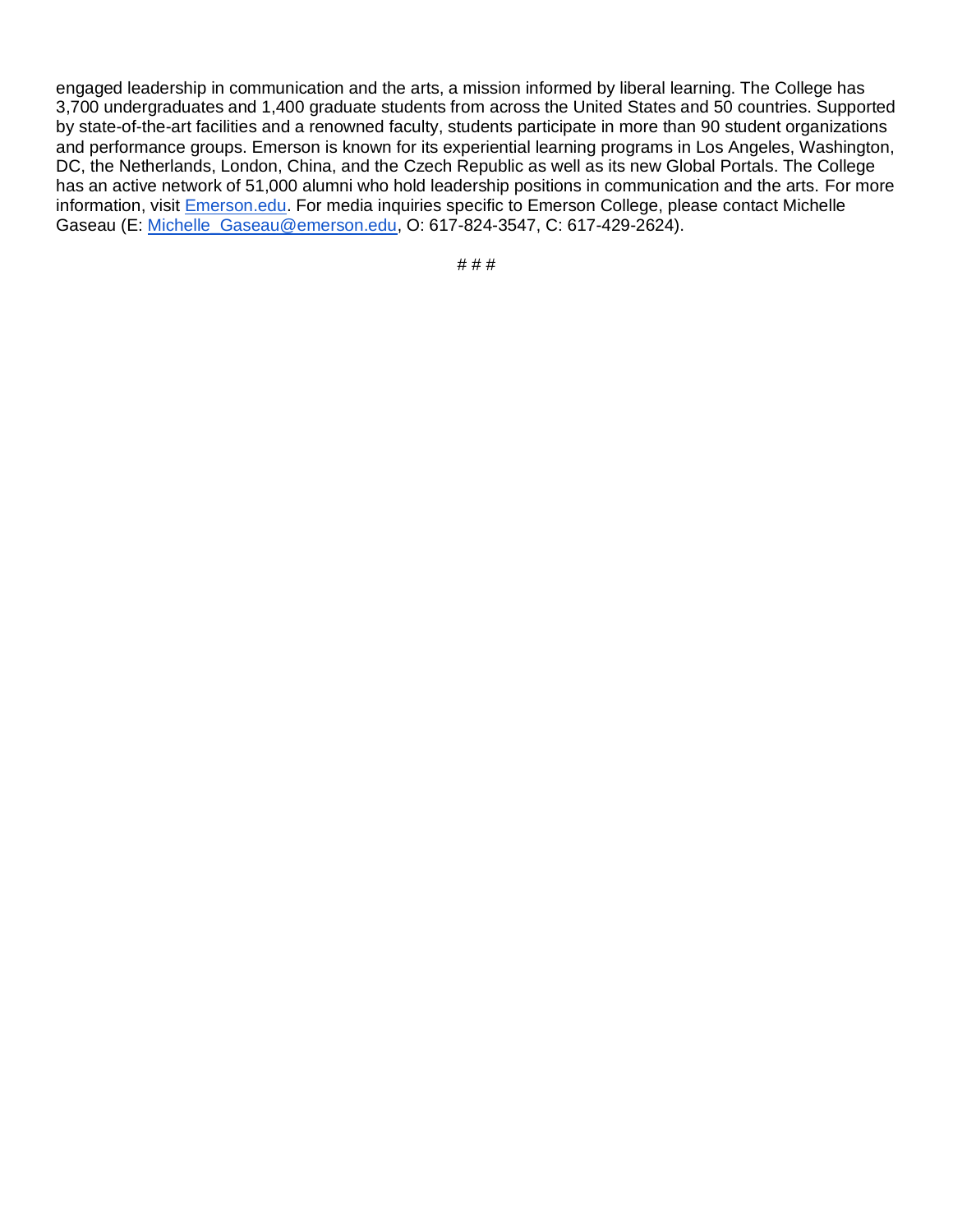engaged leadership in communication and the arts, a mission informed by liberal learning. The College has 3,700 undergraduates and 1,400 graduate students from across the United States and 50 countries. Supported by state-of-the-art facilities and a renowned faculty, students participate in more than 90 student organizations and performance groups. Emerson is known for its experiential learning programs in Los Angeles, Washington, DC, the Netherlands, London, China, and the Czech Republic as well as its new Global Portals. The College has an active network of 51,000 alumni who hold leadership positions in communication and the arts. For more information, visit [Emerson.edu](Emerson.edu). For media inquiries specific to Emerson College, please contact Michelle Gaseau (E: [Michelle_Gaseau@emerson.edu](mailto:Michelle_Gaseau@emerson.edu), O: 617-824-3547, C: 617-429-2624).

# # #